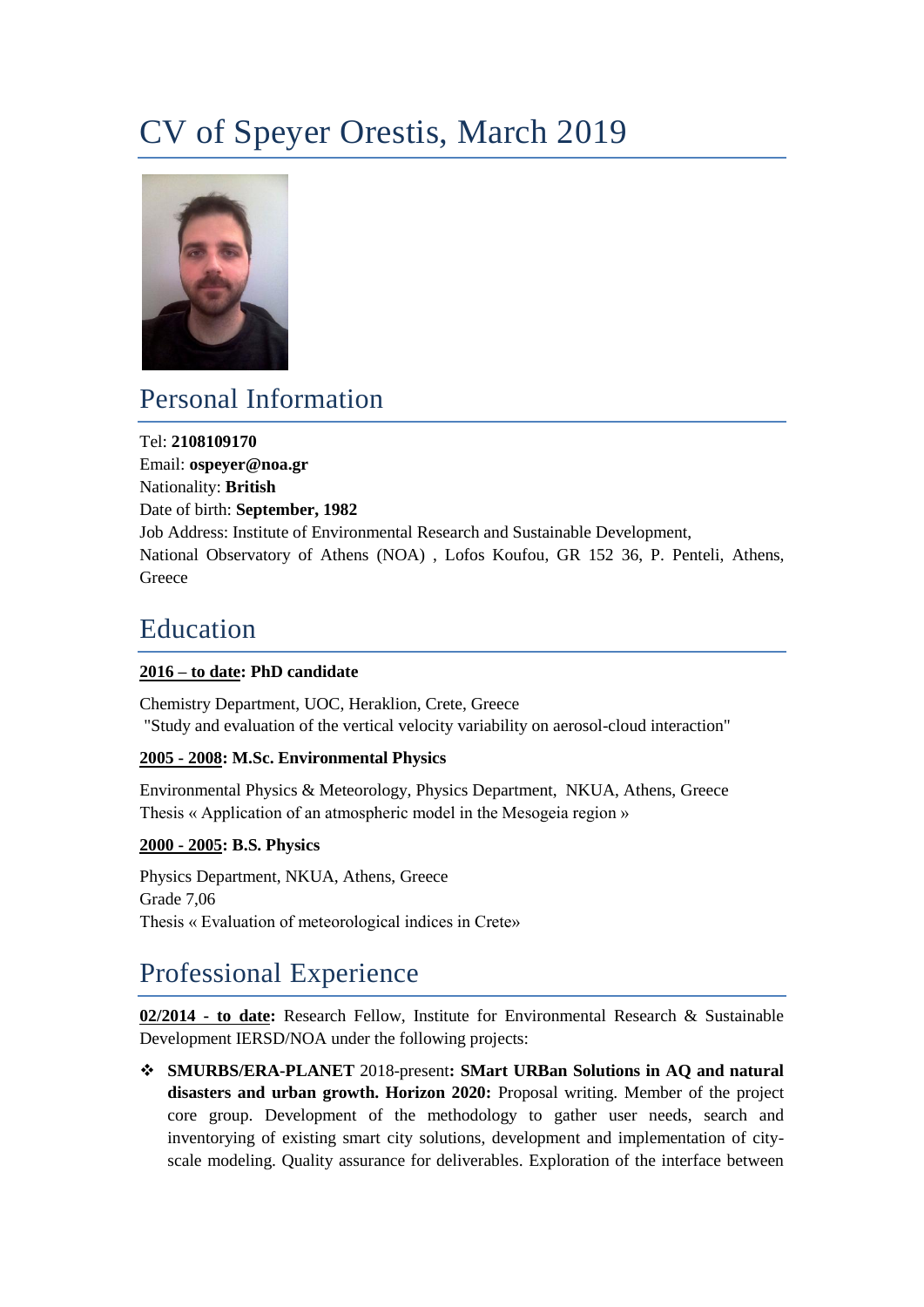# CV of Speyer Orestis, March 2019

## Personal Information

Tel: **2108109170**
Email: **ospeyer@noa.gr**
Nationality: **British**
Date of birth: **September, 1982**
Job Address: Institute of Environmental Research and Sustainable Development,
National Observatory of Athens (NOA) , Lofos Koufou, GR 152 36, P. Penteli, Athens, Greece

## Education

**<u>2016 – to date</u>: PhD candidate**

Chemistry Department, UOC, Heraklion, Crete, Greece
"Study and evaluation of the vertical velocity variability on aerosol-cloud interaction"

**<u>2005 - 2008</u>: M.Sc. Environmental Physics**

Environmental Physics & Meteorology, Physics Department, NKUA, Athens, Greece
Thesis « Application of an atmospheric model in the Mesogeia region »

**<u>2000 - 2005</u>: B.S. Physics**

Physics Department, NKUA, Athens, Greece
Grade 7,06
Thesis « Evaluation of meteorological indices in Crete»

## Professional Experience

**<u>02/2014 - to date</u>:** Research Fellow, Institute for Environmental Research & Sustainable Development IERSD/NOA under the following projects:

- **SMURBS/ERA-PLANET** 2018-present**: SMart URBan Solutions in AQ and natural disasters and urban growth. Horizon 2020:** Proposal writing. Member of the project core group. Development of the methodology to gather user needs, search and inventorying of existing smart city solutions, development and implementation of city-scale modeling. Quality assurance for deliverables. Exploration of the interface between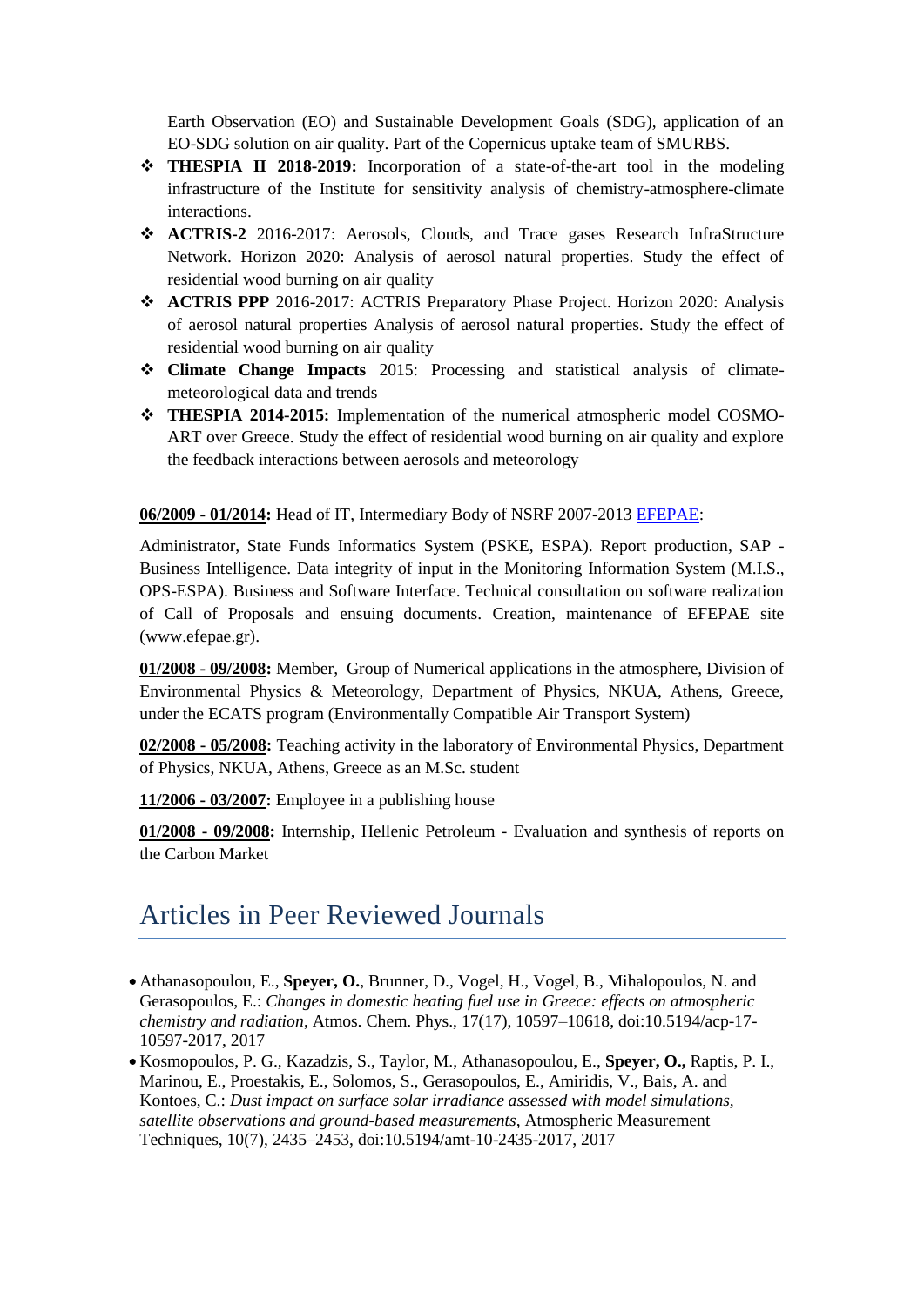Earth Observation (EO) and Sustainable Development Goals (SDG), application of an EO-SDG solution on air quality. Part of the Copernicus uptake team of SMURBS.

- **THESPIA II 2018-2019:** Incorporation of a state-of-the-art tool in the modeling infrastructure of the Institute for sensitivity analysis of chemistry-atmosphere-climate interactions.
- **ACTRIS-2** 2016-2017: Aerosols, Clouds, and Trace gases Research InfraStructure Network. Horizon 2020: Analysis of aerosol natural properties. Study the effect of residential wood burning on air quality
- **ACTRIS PPP** 2016-2017: ACTRIS Preparatory Phase Project. Horizon 2020: Analysis of aerosol natural properties Analysis of aerosol natural properties. Study the effect of residential wood burning on air quality
- **Climate Change Impacts** 2015: Processing and statistical analysis of climate-meteorological data and trends
- **THESPIA 2014-2015:** Implementation of the numerical atmospheric model COSMO-ART over Greece. Study the effect of residential wood burning on air quality and explore the feedback interactions between aerosols and meteorology

**06/2009 - 01/2014:** Head of IT, Intermediary Body of NSRF 2007-2013 [EFEPAE](www.efepae.gr):

Administrator, State Funds Informatics System (PSKE, ESPA). Report production, SAP - Business Intelligence. Data integrity of input in the Monitoring Information System (M.I.S., OPS-ESPA). Business and Software Interface. Technical consultation on software realization of Call of Proposals and ensuing documents. Creation, maintenance of EFEPAE site (www.efepae.gr).

**01/2008 - 09/2008:** Member, Group of Numerical applications in the atmosphere, Division of Environmental Physics & Meteorology, Department of Physics, NKUA, Athens, Greece, under the ECATS program (Environmentally Compatible Air Transport System)

**02/2008 - 05/2008:** Teaching activity in the laboratory of Environmental Physics, Department of Physics, NKUA, Athens, Greece as an M.Sc. student

**11/2006 - 03/2007:** Employee in a publishing house

**01/2008 - 09/2008:** Internship, Hellenic Petroleum - Evaluation and synthesis of reports on the Carbon Market

# Articles in Peer Reviewed Journals

- Athanasopoulou, E., **Speyer, O.**, Brunner, D., Vogel, H., Vogel, B., Mihalopoulos, N. and Gerasopoulos, E.: *Changes in domestic heating fuel use in Greece: effects on atmospheric chemistry and radiation*, Atmos. Chem. Phys., 17(17), 10597–10618, doi:10.5194/acp-17-10597-2017, 2017
- Kosmopoulos, P. G., Kazadzis, S., Taylor, M., Athanasopoulou, E., **Speyer, O.,** Raptis, P. I., Marinou, E., Proestakis, E., Solomos, S., Gerasopoulos, E., Amiridis, V., Bais, A. and Kontoes, C.: *Dust impact on surface solar irradiance assessed with model simulations, satellite observations and ground-based measurements*, Atmospheric Measurement Techniques, 10(7), 2435–2453, doi:10.5194/amt-10-2435-2017, 2017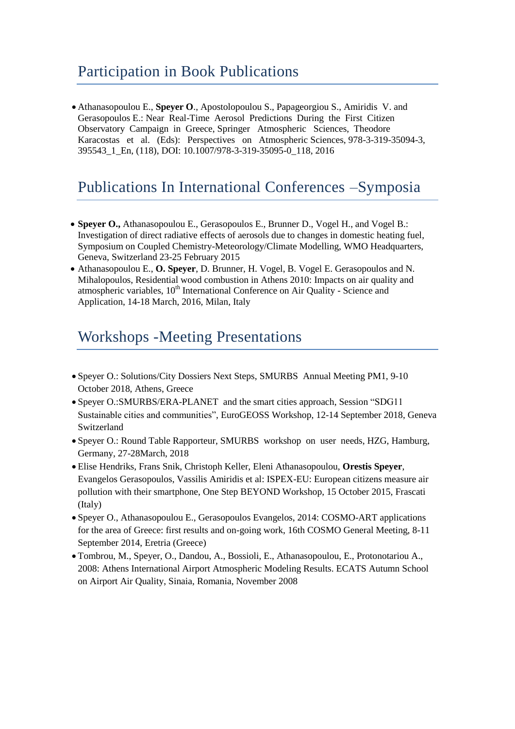## Participation in Book Publications

- Athanasopoulou E., **Speyer O**., Apostolopoulou S., Papageorgiou S., Amiridis V. and Gerasopoulos E.: Near Real-Time Aerosol Predictions During the First Citizen Observatory Campaign in Greece, Springer Atmospheric Sciences, Theodore Karacostas et al. (Eds): Perspectives on Atmospheric Sciences, 978-3-319-35094-3, 395543_1_En, (118), DOI: 10.1007/978-3-319-35095-0_118, 2016

## Publications In International Conferences –Symposia

- **Speyer O.,** Athanasopoulou E., Gerasopoulos E., Brunner D., Vogel H., and Vogel B.: Investigation of direct radiative effects of aerosols due to changes in domestic heating fuel, Symposium on Coupled Chemistry-Meteorology/Climate Modelling, WMO Headquarters, Geneva, Switzerland 23-25 February 2015
- Athanasopoulou E., **O. Speyer**, D. Brunner, H. Vogel, B. Vogel E. Gerasopoulos and N. Mihalopoulos, Residential wood combustion in Athens 2010: Impacts on air quality and atmospheric variables, 10th International Conference on Air Quality - Science and Application, 14-18 March, 2016, Milan, Italy

## Workshops -Meeting Presentations

- Speyer O.: Solutions/City Dossiers Next Steps, SMURBS Annual Meeting PM1, 9-10 October 2018, Athens, Greece
- Speyer O.:SMURBS/ERA-PLANET and the smart cities approach, Session "SDG11 Sustainable cities and communities", EuroGEOSS Workshop, 12-14 September 2018, Geneva Switzerland
- Speyer O.: Round Table Rapporteur, SMURBS workshop on user needs, HZG, Hamburg, Germany, 27-28March, 2018
- Elise Hendriks, Frans Snik, Christoph Keller, Eleni Athanasopoulou, **Orestis Speyer**, Evangelos Gerasopoulos, Vassilis Amiridis et al: ISPEX-EU: European citizens measure air pollution with their smartphone, One Step BEYOND Workshop, 15 October 2015, Frascati (Italy)
- Speyer O., Athanasopoulou E., Gerasopoulos Evangelos, 2014: COSMO-ART applications for the area of Greece: first results and on-going work, 16th COSMO General Meeting, 8-11 September 2014, Eretria (Greece)
- Tombrou, M., Speyer, O., Dandou, A., Bossioli, E., Athanasopoulou, E., Protonotariou A., 2008: Athens International Airport Atmospheric Modeling Results. ECATS Autumn School on Airport Air Quality, Sinaia, Romania, November 2008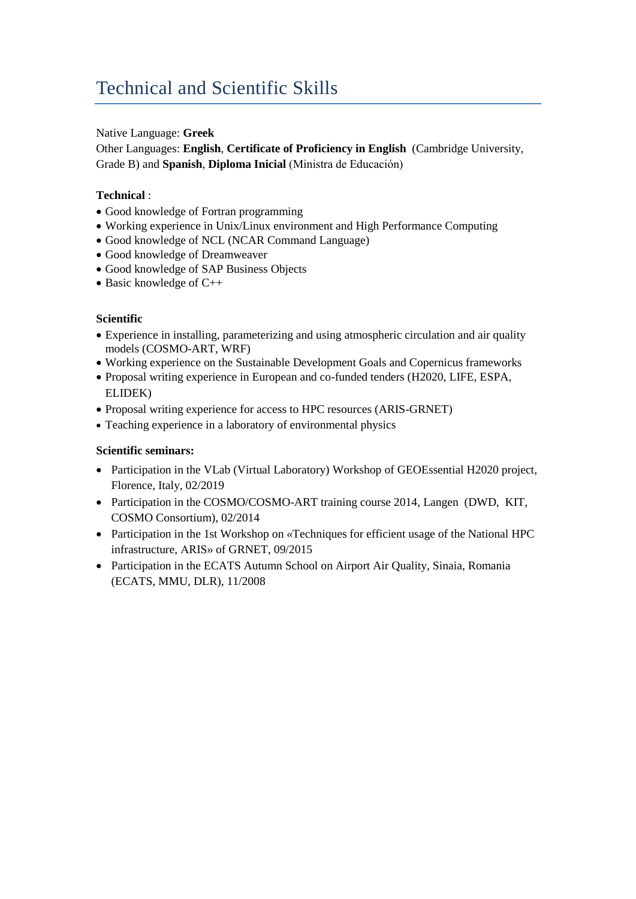## Technical and Scientific Skills

Native Language: **Greek**
Other Languages: **English**, **Certificate of Proficiency in English** (Cambridge University, Grade B) and **Spanish**, **Diploma Inicial** (Ministra de Educación)

**Technical** :

- Good knowledge of Fortran programming
- Working experience in Unix/Linux environment and High Performance Computing
- Good knowledge of NCL (NCAR Command Language)
- Good knowledge of Dreamweaver
- Good knowledge of SAP Business Objects
- Basic knowledge of C++

**Scientific**

- Experience in installing, parameterizing and using atmospheric circulation and air quality models (COSMO-ART, WRF)
- Working experience on the Sustainable Development Goals and Copernicus frameworks
- Proposal writing experience in European and co-funded tenders (H2020, LIFE, ESPA, ELIDEK)
- Proposal writing experience for access to HPC resources (ARIS-GRNET)
- Teaching experience in a laboratory of environmental physics

**Scientific seminars:**

- Participation in the VLab (Virtual Laboratory) Workshop of GEOEssential H2020 project, Florence, Italy, 02/2019
- Participation in the COSMO/COSMO-ART training course 2014, Langen (DWD, KIT, COSMO Consortium), 02/2014
- Participation in the 1st Workshop on «Techniques for efficient usage of the National HPC infrastructure, ARIS» of GRNET, 09/2015
- Participation in the ECATS Autumn School on Airport Air Quality, Sinaia, Romania (ECATS, MMU, DLR), 11/2008